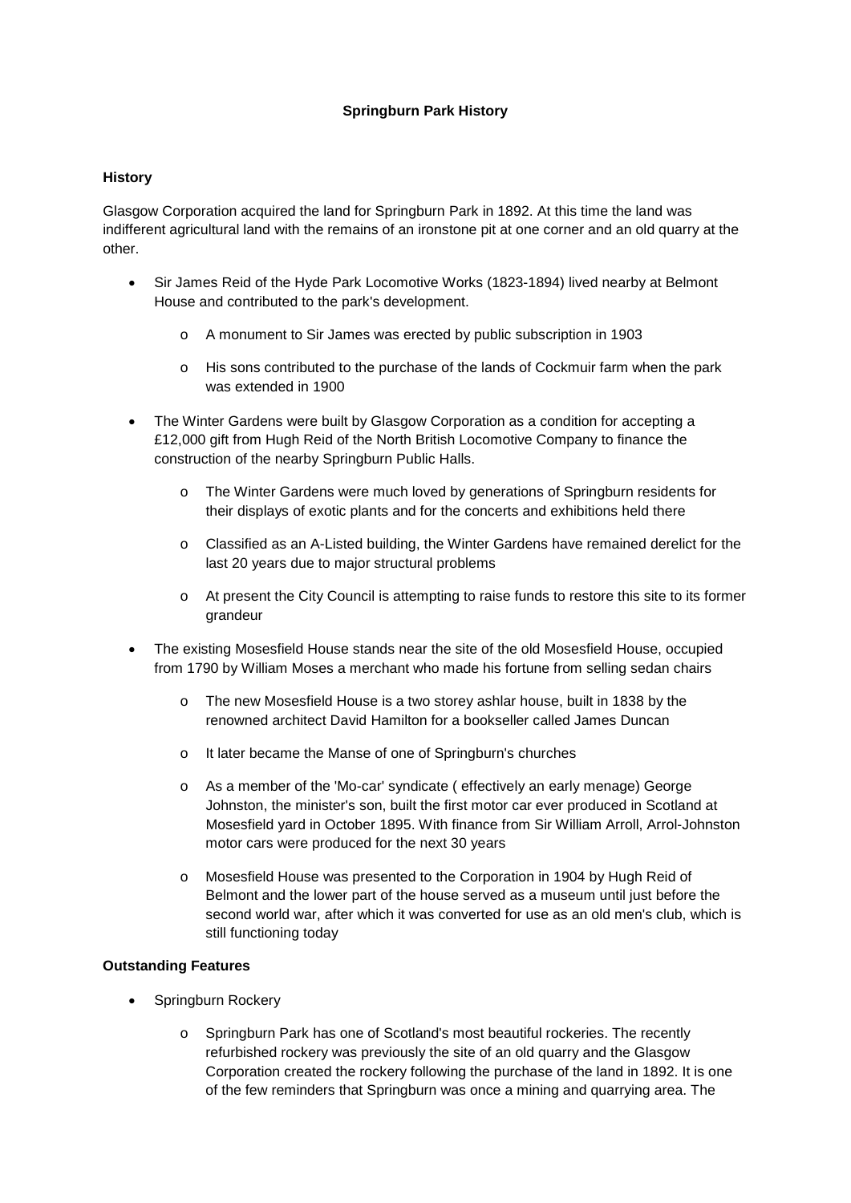# Springburn Park History

## History

Glasgow Corporation acquired the land for Springburn Park in 1892. At this time the land was indifferent agricultural land with the remains of an ironstone pit at one corner and an old quarry at the other.

- Sir James Reid of the Hyde Park Locomotive Works (1823-1894) lived nearby at Belmont House and contributed to the park's development.
  - A monument to Sir James was erected by public subscription in 1903
  - His sons contributed to the purchase of the lands of Cockmuir farm when the park was extended in 1900
- The Winter Gardens were built by Glasgow Corporation as a condition for accepting a £12,000 gift from Hugh Reid of the North British Locomotive Company to finance the construction of the nearby Springburn Public Halls.
  - The Winter Gardens were much loved by generations of Springburn residents for their displays of exotic plants and for the concerts and exhibitions held there
  - Classified as an A-Listed building, the Winter Gardens have remained derelict for the last 20 years due to major structural problems
  - At present the City Council is attempting to raise funds to restore this site to its former grandeur
- The existing Mosesfield House stands near the site of the old Mosesfield House, occupied from 1790 by William Moses a merchant who made his fortune from selling sedan chairs
  - The new Mosesfield House is a two storey ashlar house, built in 1838 by the renowned architect David Hamilton for a bookseller called James Duncan
  - It later became the Manse of one of Springburn's churches
  - As a member of the 'Mo-car' syndicate ( effectively an early menage) George Johnston, the minister's son, built the first motor car ever produced in Scotland at Mosesfield yard in October 1895. With finance from Sir William Arroll, Arrol-Johnston motor cars were produced for the next 30 years
  - Mosesfield House was presented to the Corporation in 1904 by Hugh Reid of Belmont and the lower part of the house served as a museum until just before the second world war, after which it was converted for use as an old men's club, which is still functioning today

## Outstanding Features

- Springburn Rockery
  - Springburn Park has one of Scotland's most beautiful rockeries. The recently refurbished rockery was previously the site of an old quarry and the Glasgow Corporation created the rockery following the purchase of the land in 1892. It is one of the few reminders that Springburn was once a mining and quarrying area. The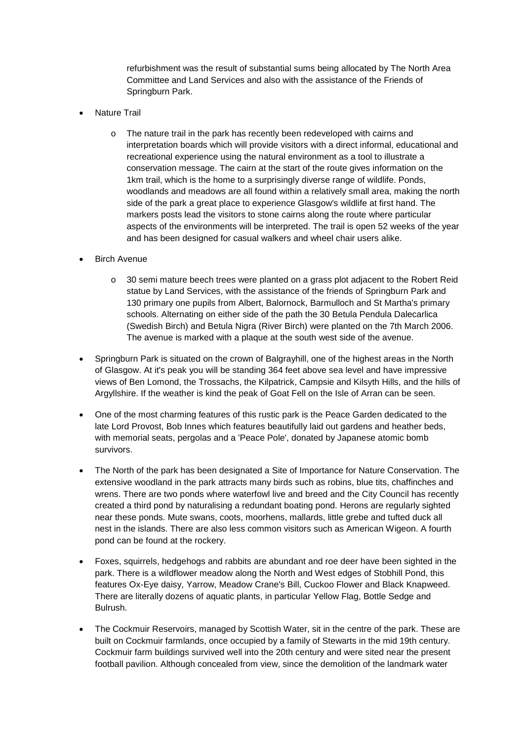refurbishment was the result of substantial sums being allocated by The North Area Committee and Land Services and also with the assistance of the Friends of Springburn Park.

- Nature Trail
  - The nature trail in the park has recently been redeveloped with cairns and interpretation boards which will provide visitors with a direct informal, educational and recreational experience using the natural environment as a tool to illustrate a conservation message. The cairn at the start of the route gives information on the 1km trail, which is the home to a surprisingly diverse range of wildlife. Ponds, woodlands and meadows are all found within a relatively small area, making the north side of the park a great place to experience Glasgow's wildlife at first hand. The markers posts lead the visitors to stone cairns along the route where particular aspects of the environments will be interpreted. The trail is open 52 weeks of the year and has been designed for casual walkers and wheel chair users alike.
- Birch Avenue
  - 30 semi mature beech trees were planted on a grass plot adjacent to the Robert Reid statue by Land Services, with the assistance of the friends of Springburn Park and 130 primary one pupils from Albert, Balornock, Barmulloch and St Martha's primary schools. Alternating on either side of the path the 30 Betula Pendula Dalecarlica (Swedish Birch) and Betula Nigra (River Birch) were planted on the 7th March 2006. The avenue is marked with a plaque at the south west side of the avenue.
- Springburn Park is situated on the crown of Balgrayhill, one of the highest areas in the North of Glasgow. At it's peak you will be standing 364 feet above sea level and have impressive views of Ben Lomond, the Trossachs, the Kilpatrick, Campsie and Kilsyth Hills, and the hills of Argyllshire. If the weather is kind the peak of Goat Fell on the Isle of Arran can be seen.
- One of the most charming features of this rustic park is the Peace Garden dedicated to the late Lord Provost, Bob Innes which features beautifully laid out gardens and heather beds, with memorial seats, pergolas and a 'Peace Pole', donated by Japanese atomic bomb survivors.
- The North of the park has been designated a Site of Importance for Nature Conservation. The extensive woodland in the park attracts many birds such as robins, blue tits, chaffinches and wrens. There are two ponds where waterfowl live and breed and the City Council has recently created a third pond by naturalising a redundant boating pond. Herons are regularly sighted near these ponds. Mute swans, coots, moorhens, mallards, little grebe and tufted duck all nest in the islands. There are also less common visitors such as American Wigeon. A fourth pond can be found at the rockery.
- Foxes, squirrels, hedgehogs and rabbits are abundant and roe deer have been sighted in the park. There is a wildflower meadow along the North and West edges of Stobhill Pond, this features Ox-Eye daisy, Yarrow, Meadow Crane's Bill, Cuckoo Flower and Black Knapweed. There are literally dozens of aquatic plants, in particular Yellow Flag, Bottle Sedge and Bulrush.
- The Cockmuir Reservoirs, managed by Scottish Water, sit in the centre of the park. These are built on Cockmuir farmlands, once occupied by a family of Stewarts in the mid 19th century. Cockmuir farm buildings survived well into the 20th century and were sited near the present football pavilion. Although concealed from view, since the demolition of the landmark water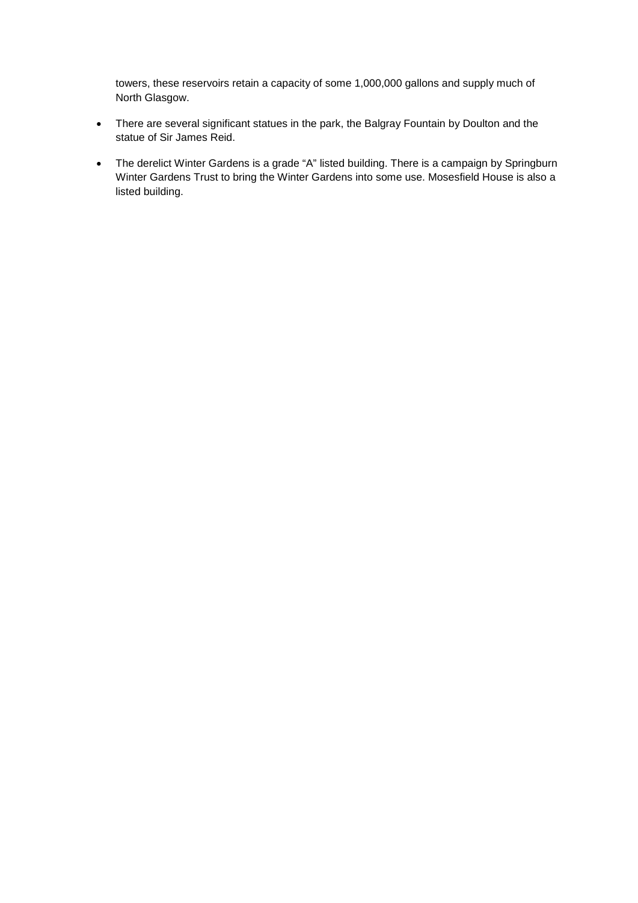towers, these reservoirs retain a capacity of some 1,000,000 gallons and supply much of North Glasgow.

- There are several significant statues in the park, the Balgray Fountain by Doulton and the statue of Sir James Reid.
- The derelict Winter Gardens is a grade "A" listed building. There is a campaign by Springburn Winter Gardens Trust to bring the Winter Gardens into some use. Mosesfield House is also a listed building.